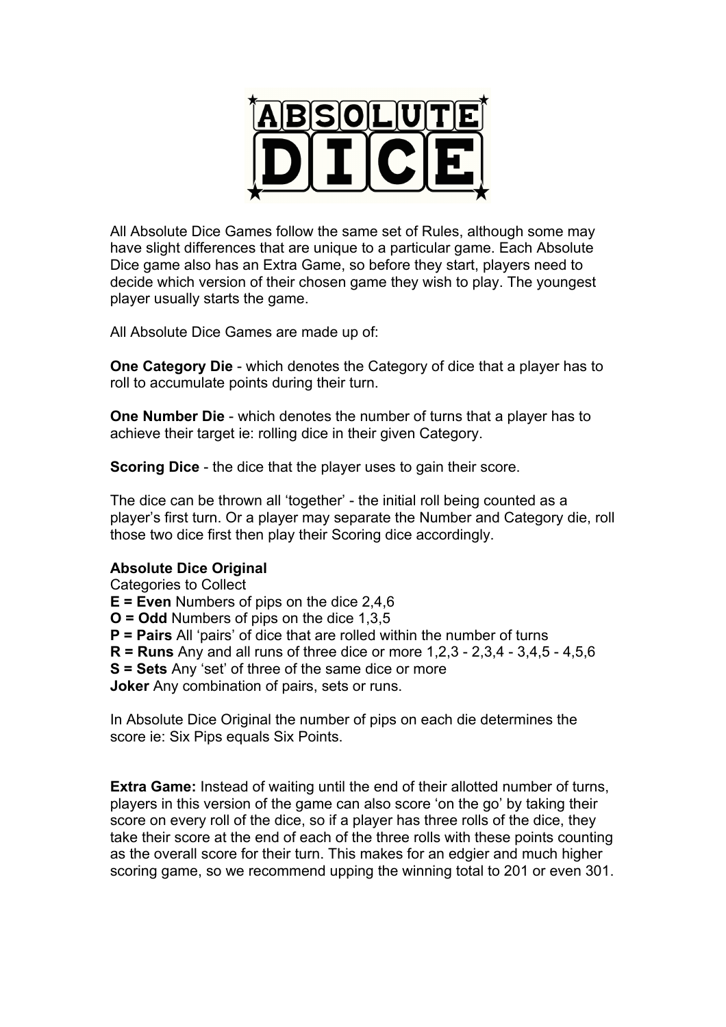# ABSOLUTE DICE

All Absolute Dice Games follow the same set of Rules, although some may have slight differences that are unique to a particular game. Each Absolute Dice game also has an Extra Game, so before they start, players need to decide which version of their chosen game they wish to play. The youngest player usually starts the game.

All Absolute Dice Games are made up of:

**One Category Die** - which denotes the Category of dice that a player has to roll to accumulate points during their turn.

**One Number Die** - which denotes the number of turns that a player has to achieve their target ie: rolling dice in their given Category.

**Scoring Dice** - the dice that the player uses to gain their score.

The dice can be thrown all 'together' - the initial roll being counted as a player's first turn. Or a player may separate the Number and Category die, roll those two dice first then play their Scoring dice accordingly.

**Absolute Dice Original**

Categories to Collect

**E = Even** Numbers of pips on the dice 2,4,6

**O = Odd** Numbers of pips on the dice 1,3,5

**P = Pairs** All 'pairs' of dice that are rolled within the number of turns

**R = Runs** Any and all runs of three dice or more 1,2,3 - 2,3,4 - 3,4,5 - 4,5,6

**S = Sets** Any 'set' of three of the same dice or more

**Joker** Any combination of pairs, sets or runs.

In Absolute Dice Original the number of pips on each die determines the score ie: Six Pips equals Six Points.

**Extra Game:** Instead of waiting until the end of their allotted number of turns, players in this version of the game can also score 'on the go' by taking their score on every roll of the dice, so if a player has three rolls of the dice, they take their score at the end of each of the three rolls with these points counting as the overall score for their turn. This makes for an edgier and much higher scoring game, so we recommend upping the winning total to 201 or even 301.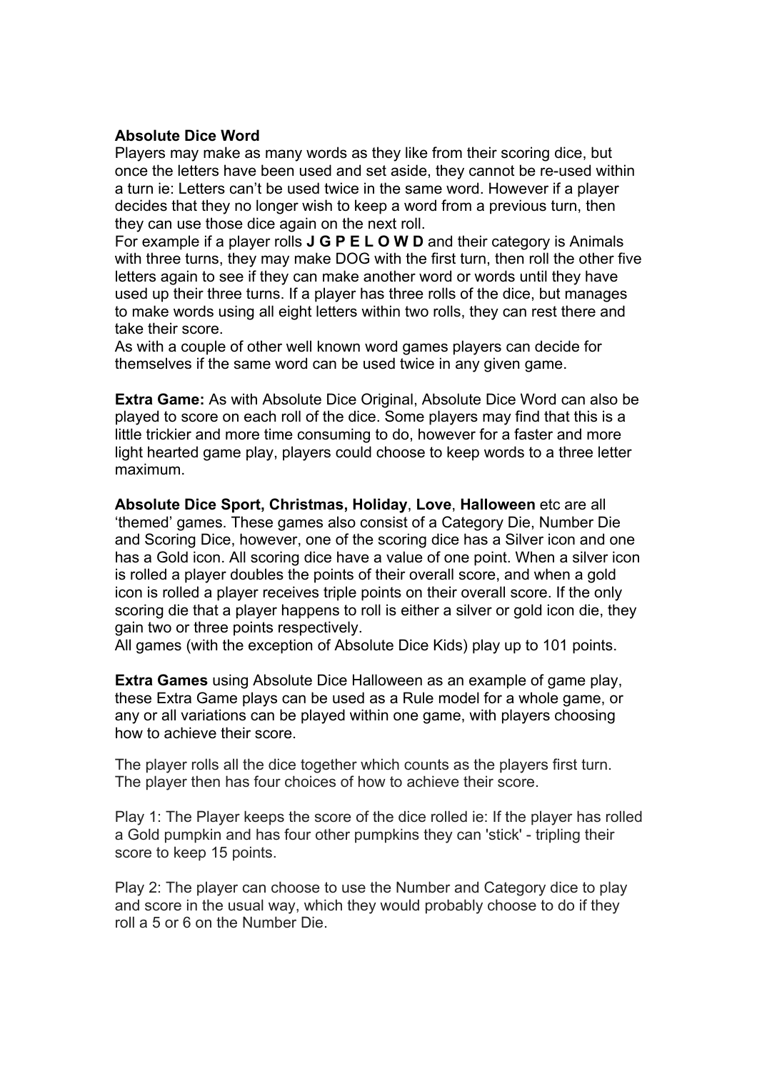**Absolute Dice Word**

Players may make as many words as they like from their scoring dice, but once the letters have been used and set aside, they cannot be re-used within a turn ie: Letters can't be used twice in the same word. However if a player decides that they no longer wish to keep a word from a previous turn, then they can use those dice again on the next roll.

For example if a player rolls **J G P E L O W D** and their category is Animals with three turns, they may make DOG with the first turn, then roll the other five letters again to see if they can make another word or words until they have used up their three turns. If a player has three rolls of the dice, but manages to make words using all eight letters within two rolls, they can rest there and take their score.

As with a couple of other well known word games players can decide for themselves if the same word can be used twice in any given game.

**Extra Game:** As with Absolute Dice Original, Absolute Dice Word can also be played to score on each roll of the dice. Some players may find that this is a little trickier and more time consuming to do, however for a faster and more light hearted game play, players could choose to keep words to a three letter maximum.

**Absolute Dice Sport, Christmas, Holiday**, **Love**, **Halloween** etc are all 'themed' games. These games also consist of a Category Die, Number Die and Scoring Dice, however, one of the scoring dice has a Silver icon and one has a Gold icon. All scoring dice have a value of one point. When a silver icon is rolled a player doubles the points of their overall score, and when a gold icon is rolled a player receives triple points on their overall score. If the only scoring die that a player happens to roll is either a silver or gold icon die, they gain two or three points respectively.

All games (with the exception of Absolute Dice Kids) play up to 101 points.

**Extra Games** using Absolute Dice Halloween as an example of game play, these Extra Game plays can be used as a Rule model for a whole game, or any or all variations can be played within one game, with players choosing how to achieve their score.

The player rolls all the dice together which counts as the players first turn. The player then has four choices of how to achieve their score.

Play 1: The Player keeps the score of the dice rolled ie: If the player has rolled a Gold pumpkin and has four other pumpkins they can 'stick' - tripling their score to keep 15 points.

Play 2: The player can choose to use the Number and Category dice to play and score in the usual way, which they would probably choose to do if they roll a 5 or 6 on the Number Die.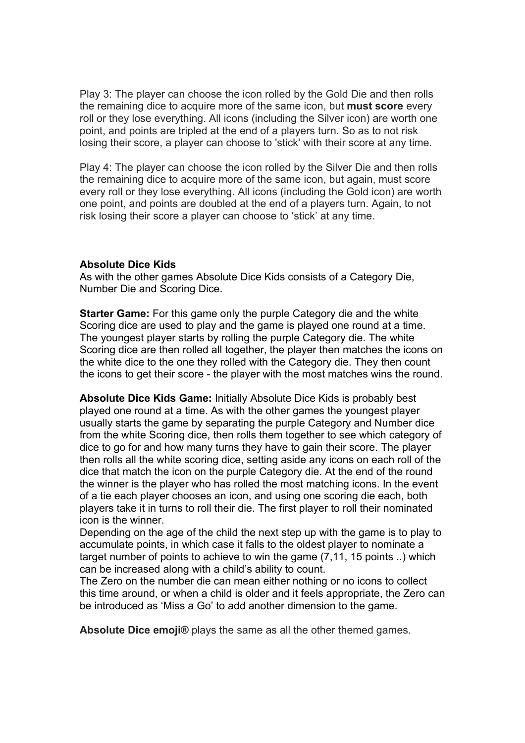Play 3: The player can choose the icon rolled by the Gold Die and then rolls the remaining dice to acquire more of the same icon, but **must score** every roll or they lose everything. All icons (including the Silver icon) are worth one point, and points are tripled at the end of a players turn. So as to not risk losing their score, a player can choose to 'stick' with their score at any time.

Play 4: The player can choose the icon rolled by the Silver Die and then rolls the remaining dice to acquire more of the same icon, but again, must score every roll or they lose everything. All icons (including the Gold icon) are worth one point, and points are doubled at the end of a players turn. Again, to not risk losing their score a player can choose to 'stick' at any time.

**Absolute Dice Kids**
As with the other games Absolute Dice Kids consists of a Category Die, Number Die and Scoring Dice.

**Starter Game:** For this game only the purple Category die and the white Scoring dice are used to play and the game is played one round at a time. The youngest player starts by rolling the purple Category die. The white Scoring dice are then rolled all together, the player then matches the icons on the white dice to the one they rolled with the Category die. They then count the icons to get their score - the player with the most matches wins the round.

**Absolute Dice Kids Game:** Initially Absolute Dice Kids is probably best played one round at a time. As with the other games the youngest player usually starts the game by separating the purple Category and Number dice from the white Scoring dice, then rolls them together to see which category of dice to go for and how many turns they have to gain their score. The player then rolls all the white scoring dice, setting aside any icons on each roll of the dice that match the icon on the purple Category die. At the end of the round the winner is the player who has rolled the most matching icons. In the event of a tie each player chooses an icon, and using one scoring die each, both players take it in turns to roll their die. The first player to roll their nominated icon is the winner.
Depending on the age of the child the next step up with the game is to play to accumulate points, in which case it falls to the oldest player to nominate a target number of points to achieve to win the game (7,11, 15 points ..) which can be increased along with a child's ability to count.
The Zero on the number die can mean either nothing or no icons to collect this time around, or when a child is older and it feels appropriate, the Zero can be introduced as 'Miss a Go' to add another dimension to the game.

**Absolute Dice emoji®** plays the same as all the other themed games.